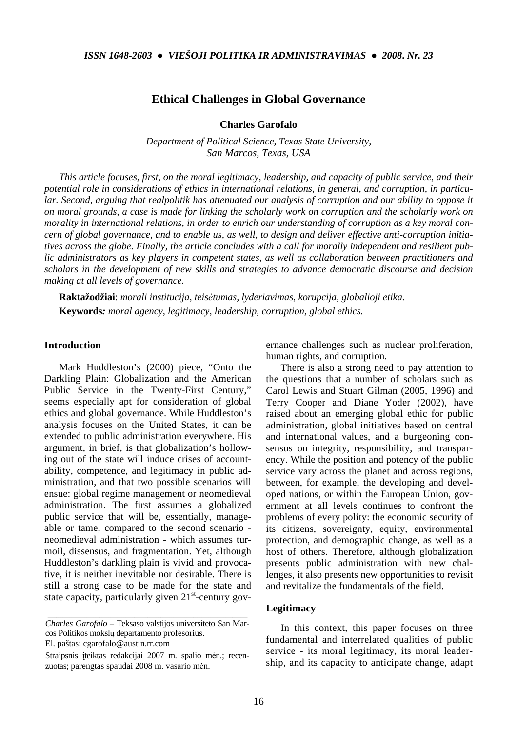# Ethical Challenges in Global Governance

**Charles Garofalo**

*Department of Political Science, Texas State University, San Marcos, Texas, USA*

*This article focuses, first, on the moral legitimacy, leadership, and capacity of public service, and their potential role in considerations of ethics in international relations, in general, and corruption, in particular. Second, arguing that realpolitik has attenuated our analysis of corruption and our ability to oppose it on moral grounds, a case is made for linking the scholarly work on corruption and the scholarly work on morality in international relations, in order to enrich our understanding of corruption as a key moral concern of global governance, and to enable us, as well, to design and deliver effective anti-corruption initiatives across the globe. Finally, the article concludes with a call for morally independent and resilient public administrators as key players in competent states, as well as collaboration between practitioners and scholars in the development of new skills and strategies to advance democratic discourse and decision making at all levels of governance.*

**Raktažodžiai**: *morali institucija, teisėtumas, lyderiavimas, korupcija, globalioji etika.*

**Keywords***: moral agency, legitimacy, leadership, corruption, global ethics.*

## Introduction

Mark Huddleston's (2000) piece, "Onto the Darkling Plain: Globalization and the American Public Service in the Twenty-First Century," seems especially apt for consideration of global ethics and global governance. While Huddleston's analysis focuses on the United States, it can be extended to public administration everywhere. His argument, in brief, is that globalization's hollowing out of the state will induce crises of accountability, competence, and legitimacy in public administration, and that two possible scenarios will ensue: global regime management or neomedieval administration. The first assumes a globalized public service that will be, essentially, manageable or tame, compared to the second scenario - neomedieval administration - which assumes turmoil, dissensus, and fragmentation. Yet, although Huddleston's darkling plain is vivid and provocative, it is neither inevitable nor desirable. There is still a strong case to be made for the state and state capacity, particularly given 21st-century governance challenges such as nuclear proliferation, human rights, and corruption.

There is also a strong need to pay attention to the questions that a number of scholars such as Carol Lewis and Stuart Gilman (2005, 1996) and Terry Cooper and Diane Yoder (2002), have raised about an emerging global ethic for public administration, global initiatives based on central and international values, and a burgeoning consensus on integrity, responsibility, and transparency. While the position and potency of the public service vary across the planet and across regions, between, for example, the developing and developed nations, or within the European Union, government at all levels continues to confront the problems of every polity: the economic security of its citizens, sovereignty, equity, environmental protection, and demographic change, as well as a host of others. Therefore, although globalization presents public administration with new challenges, it also presents new opportunities to revisit and revitalize the fundamentals of the field.

## Legitimacy

In this context, this paper focuses on three fundamental and interrelated qualities of public service - its moral legitimacy, its moral leadership, and its capacity to anticipate change, adapt

---

*Charles Garofalo* – Teksaso valstijos universiteto San Marcos Politikos mokslų departamento profesorius.

El. paštas: cgarofalo@austin.rr.com

Straipsnis įteiktas redakcijai 2007 m. spalio mėn.; recenzuotas; parengtas spaudai 2008 m. vasario mėn.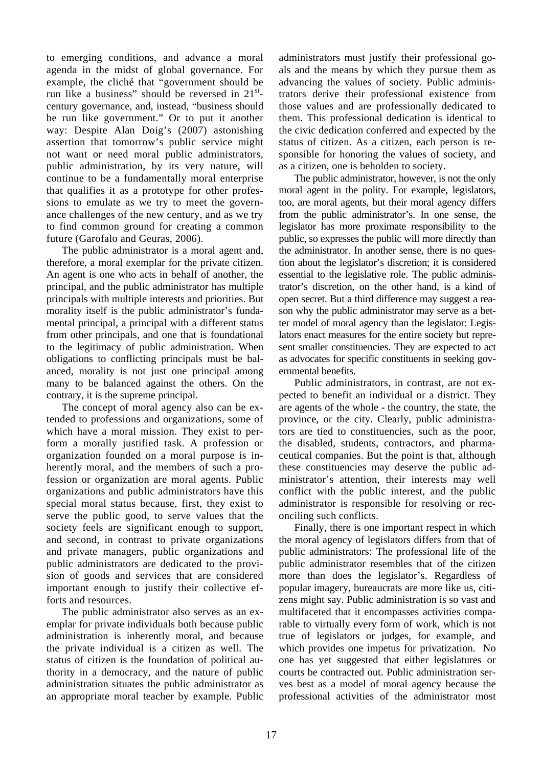to emerging conditions, and advance a moral agenda in the midst of global governance. For example, the cliché that "government should be run like a business" should be reversed in 21st-century governance, and, instead, "business should be run like government." Or to put it another way: Despite Alan Doig's (2007) astonishing assertion that tomorrow's public service might not want or need moral public administrators, public administration, by its very nature, will continue to be a fundamentally moral enterprise that qualifies it as a prototype for other professions to emulate as we try to meet the governance challenges of the new century, and as we try to find common ground for creating a common future (Garofalo and Geuras, 2006).

The public administrator is a moral agent and, therefore, a moral exemplar for the private citizen. An agent is one who acts in behalf of another, the principal, and the public administrator has multiple principals with multiple interests and priorities. But morality itself is the public administrator's fundamental principal, a principal with a different status from other principals, and one that is foundational to the legitimacy of public administration. When obligations to conflicting principals must be balanced, morality is not just one principal among many to be balanced against the others. On the contrary, it is the supreme principal.

The concept of moral agency also can be extended to professions and organizations, some of which have a moral mission. They exist to perform a morally justified task. A profession or organization founded on a moral purpose is inherently moral, and the members of such a profession or organization are moral agents. Public organizations and public administrators have this special moral status because, first, they exist to serve the public good, to serve values that the society feels are significant enough to support, and second, in contrast to private organizations and private managers, public organizations and public administrators are dedicated to the provision of goods and services that are considered important enough to justify their collective efforts and resources.

The public administrator also serves as an exemplar for private individuals both because public administration is inherently moral, and because the private individual is a citizen as well. The status of citizen is the foundation of political authority in a democracy, and the nature of public administration situates the public administrator as an appropriate moral teacher by example. Public administrators must justify their professional goals and the means by which they pursue them as advancing the values of society. Public administrators derive their professional existence from those values and are professionally dedicated to them. This professional dedication is identical to the civic dedication conferred and expected by the status of citizen. As a citizen, each person is responsible for honoring the values of society, and as a citizen, one is beholden to society.

The public administrator, however, is not the only moral agent in the polity. For example, legislators, too, are moral agents, but their moral agency differs from the public administrator's. In one sense, the legislator has more proximate responsibility to the public, so expresses the public will more directly than the administrator. In another sense, there is no question about the legislator's discretion; it is considered essential to the legislative role. The public administrator's discretion, on the other hand, is a kind of open secret. But a third difference may suggest a reason why the public administrator may serve as a better model of moral agency than the legislator: Legislators enact measures for the entire society but represent smaller constituencies. They are expected to act as advocates for specific constituents in seeking governmental benefits.

Public administrators, in contrast, are not expected to benefit an individual or a district. They are agents of the whole - the country, the state, the province, or the city. Clearly, public administrators are tied to constituencies, such as the poor, the disabled, students, contractors, and pharmaceutical companies. But the point is that, although these constituencies may deserve the public administrator's attention, their interests may well conflict with the public interest, and the public administrator is responsible for resolving or reconciling such conflicts.

Finally, there is one important respect in which the moral agency of legislators differs from that of public administrators: The professional life of the public administrator resembles that of the citizen more than does the legislator's. Regardless of popular imagery, bureaucrats are more like us, citizens might say. Public administration is so vast and multifaceted that it encompasses activities comparable to virtually every form of work, which is not true of legislators or judges, for example, and which provides one impetus for privatization. No one has yet suggested that either legislatures or courts be contracted out. Public administration serves best as a model of moral agency because the professional activities of the administrator most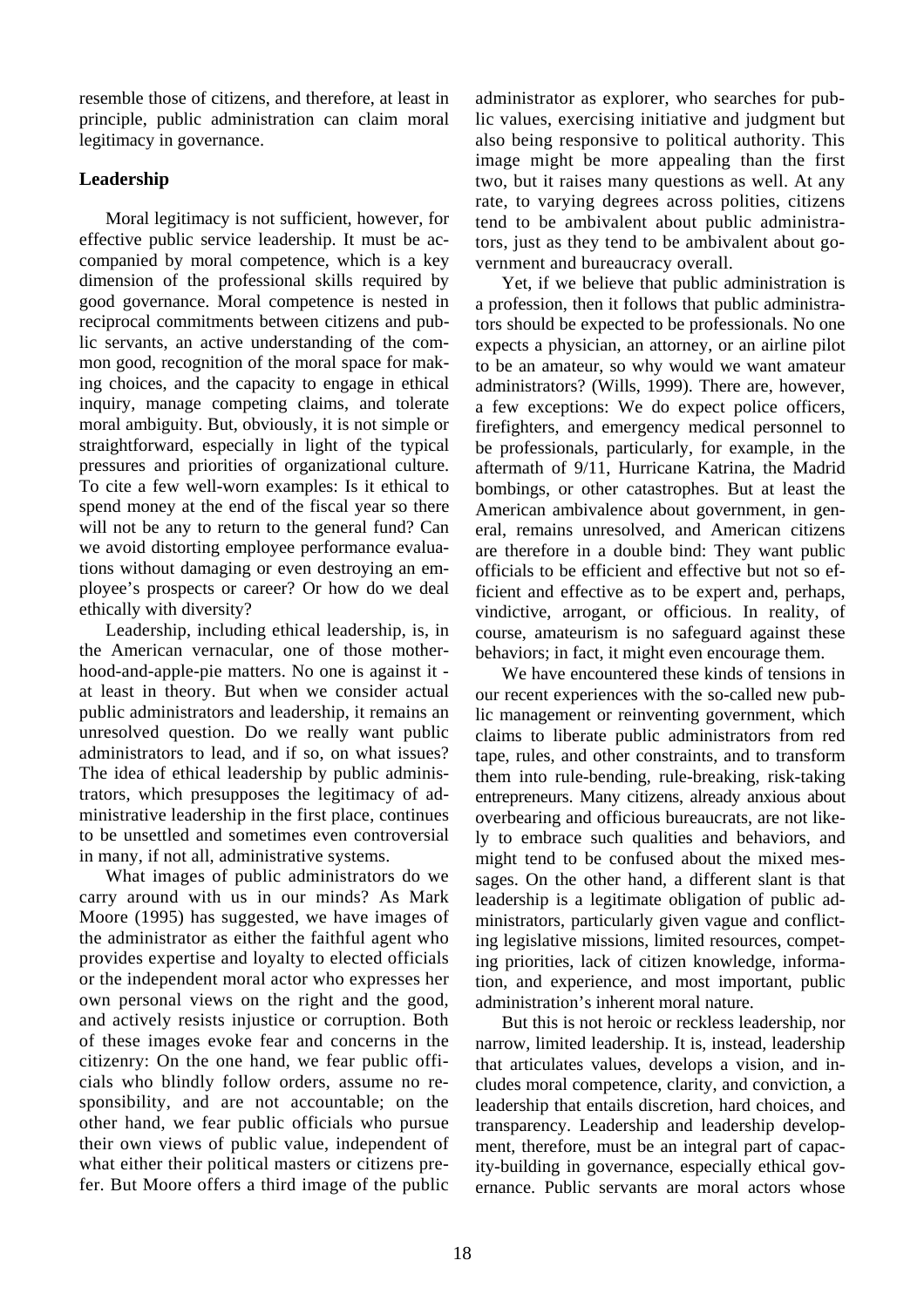resemble those of citizens, and therefore, at least in principle, public administration can claim moral legitimacy in governance.

## Leadership

Moral legitimacy is not sufficient, however, for effective public service leadership. It must be accompanied by moral competence, which is a key dimension of the professional skills required by good governance. Moral competence is nested in reciprocal commitments between citizens and public servants, an active understanding of the common good, recognition of the moral space for making choices, and the capacity to engage in ethical inquiry, manage competing claims, and tolerate moral ambiguity. But, obviously, it is not simple or straightforward, especially in light of the typical pressures and priorities of organizational culture. To cite a few well-worn examples: Is it ethical to spend money at the end of the fiscal year so there will not be any to return to the general fund? Can we avoid distorting employee performance evaluations without damaging or even destroying an employee's prospects or career? Or how do we deal ethically with diversity?

Leadership, including ethical leadership, is, in the American vernacular, one of those motherhood-and-apple-pie matters. No one is against it - at least in theory. But when we consider actual public administrators and leadership, it remains an unresolved question. Do we really want public administrators to lead, and if so, on what issues? The idea of ethical leadership by public administrators, which presupposes the legitimacy of administrative leadership in the first place, continues to be unsettled and sometimes even controversial in many, if not all, administrative systems.

What images of public administrators do we carry around with us in our minds? As Mark Moore (1995) has suggested, we have images of the administrator as either the faithful agent who provides expertise and loyalty to elected officials or the independent moral actor who expresses her own personal views on the right and the good, and actively resists injustice or corruption. Both of these images evoke fear and concerns in the citizenry: On the one hand, we fear public officials who blindly follow orders, assume no responsibility, and are not accountable; on the other hand, we fear public officials who pursue their own views of public value, independent of what either their political masters or citizens prefer. But Moore offers a third image of the public administrator as explorer, who searches for public values, exercising initiative and judgment but also being responsive to political authority. This image might be more appealing than the first two, but it raises many questions as well. At any rate, to varying degrees across polities, citizens tend to be ambivalent about public administrators, just as they tend to be ambivalent about government and bureaucracy overall.

Yet, if we believe that public administration is a profession, then it follows that public administrators should be expected to be professionals. No one expects a physician, an attorney, or an airline pilot to be an amateur, so why would we want amateur administrators? (Wills, 1999). There are, however, a few exceptions: We do expect police officers, firefighters, and emergency medical personnel to be professionals, particularly, for example, in the aftermath of 9/11, Hurricane Katrina, the Madrid bombings, or other catastrophes. But at least the American ambivalence about government, in general, remains unresolved, and American citizens are therefore in a double bind: They want public officials to be efficient and effective but not so efficient and effective as to be expert and, perhaps, vindictive, arrogant, or officious. In reality, of course, amateurism is no safeguard against these behaviors; in fact, it might even encourage them.

We have encountered these kinds of tensions in our recent experiences with the so-called new public management or reinventing government, which claims to liberate public administrators from red tape, rules, and other constraints, and to transform them into rule-bending, rule-breaking, risk-taking entrepreneurs. Many citizens, already anxious about overbearing and officious bureaucrats, are not likely to embrace such qualities and behaviors, and might tend to be confused about the mixed messages. On the other hand, a different slant is that leadership is a legitimate obligation of public administrators, particularly given vague and conflicting legislative missions, limited resources, competing priorities, lack of citizen knowledge, information, and experience, and most important, public administration's inherent moral nature.

But this is not heroic or reckless leadership, nor narrow, limited leadership. It is, instead, leadership that articulates values, develops a vision, and includes moral competence, clarity, and conviction, a leadership that entails discretion, hard choices, and transparency. Leadership and leadership development, therefore, must be an integral part of capacity-building in governance, especially ethical governance. Public servants are moral actors whose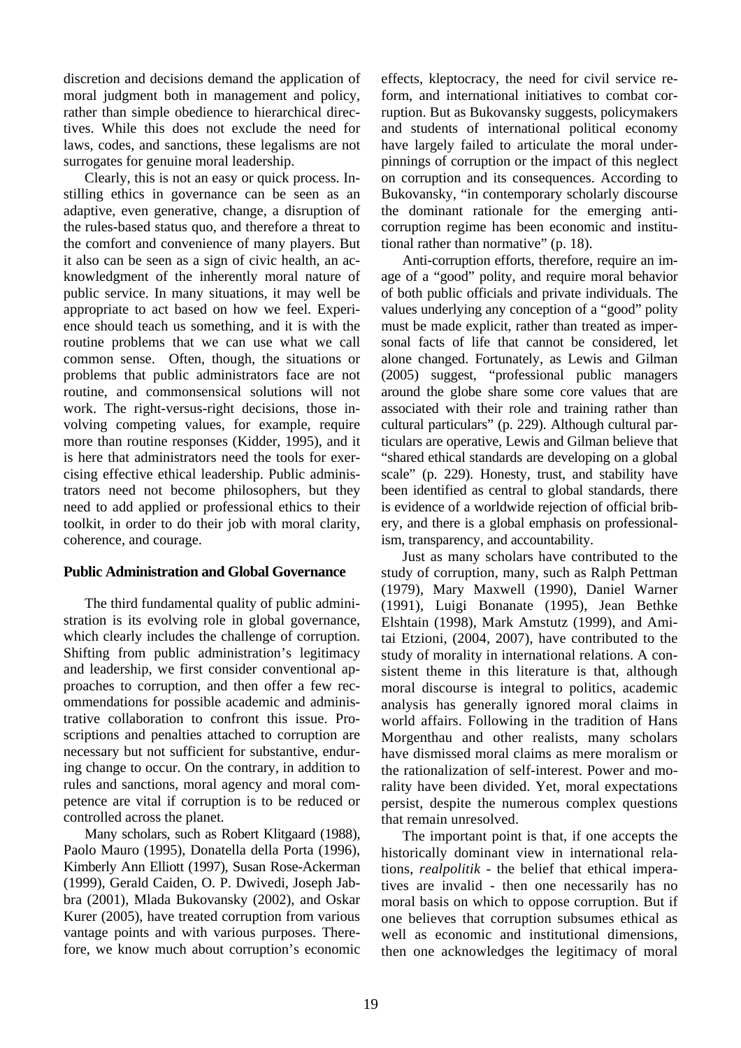discretion and decisions demand the application of moral judgment both in management and policy, rather than simple obedience to hierarchical directives. While this does not exclude the need for laws, codes, and sanctions, these legalisms are not surrogates for genuine moral leadership.

Clearly, this is not an easy or quick process. Instilling ethics in governance can be seen as an adaptive, even generative, change, a disruption of the rules-based status quo, and therefore a threat to the comfort and convenience of many players. But it also can be seen as a sign of civic health, an acknowledgment of the inherently moral nature of public service. In many situations, it may well be appropriate to act based on how we feel. Experience should teach us something, and it is with the routine problems that we can use what we call common sense. Often, though, the situations or problems that public administrators face are not routine, and commonsensical solutions will not work. The right-versus-right decisions, those involving competing values, for example, require more than routine responses (Kidder, 1995), and it is here that administrators need the tools for exercising effective ethical leadership. Public administrators need not become philosophers, but they need to add applied or professional ethics to their toolkit, in order to do their job with moral clarity, coherence, and courage.

## Public Administration and Global Governance

The third fundamental quality of public administration is its evolving role in global governance, which clearly includes the challenge of corruption. Shifting from public administration's legitimacy and leadership, we first consider conventional approaches to corruption, and then offer a few recommendations for possible academic and administrative collaboration to confront this issue. Proscriptions and penalties attached to corruption are necessary but not sufficient for substantive, enduring change to occur. On the contrary, in addition to rules and sanctions, moral agency and moral competence are vital if corruption is to be reduced or controlled across the planet.

Many scholars, such as Robert Klitgaard (1988), Paolo Mauro (1995), Donatella della Porta (1996), Kimberly Ann Elliott (1997), Susan Rose-Ackerman (1999), Gerald Caiden, O. P. Dwivedi, Joseph Jabbra (2001), Mlada Bukovansky (2002), and Oskar Kurer (2005), have treated corruption from various vantage points and with various purposes. Therefore, we know much about corruption's economic effects, kleptocracy, the need for civil service reform, and international initiatives to combat corruption. But as Bukovansky suggests, policymakers and students of international political economy have largely failed to articulate the moral underpinnings of corruption or the impact of this neglect on corruption and its consequences. According to Bukovansky, "in contemporary scholarly discourse the dominant rationale for the emerging anti-corruption regime has been economic and institutional rather than normative" (p. 18).

Anti-corruption efforts, therefore, require an image of a "good" polity, and require moral behavior of both public officials and private individuals. The values underlying any conception of a "good" polity must be made explicit, rather than treated as impersonal facts of life that cannot be considered, let alone changed. Fortunately, as Lewis and Gilman (2005) suggest, "professional public managers around the globe share some core values that are associated with their role and training rather than cultural particulars" (p. 229). Although cultural particulars are operative, Lewis and Gilman believe that "shared ethical standards are developing on a global scale" (p. 229). Honesty, trust, and stability have been identified as central to global standards, there is evidence of a worldwide rejection of official bribery, and there is a global emphasis on professionalism, transparency, and accountability.

Just as many scholars have contributed to the study of corruption, many, such as Ralph Pettman (1979), Mary Maxwell (1990), Daniel Warner (1991), Luigi Bonanate (1995), Jean Bethke Elshtain (1998), Mark Amstutz (1999), and Amitai Etzioni, (2004, 2007), have contributed to the study of morality in international relations. A consistent theme in this literature is that, although moral discourse is integral to politics, academic analysis has generally ignored moral claims in world affairs. Following in the tradition of Hans Morgenthau and other realists, many scholars have dismissed moral claims as mere moralism or the rationalization of self-interest. Power and morality have been divided. Yet, moral expectations persist, despite the numerous complex questions that remain unresolved.

The important point is that, if one accepts the historically dominant view in international relations, *realpolitik* - the belief that ethical imperatives are invalid - then one necessarily has no moral basis on which to oppose corruption. But if one believes that corruption subsumes ethical as well as economic and institutional dimensions, then one acknowledges the legitimacy of moral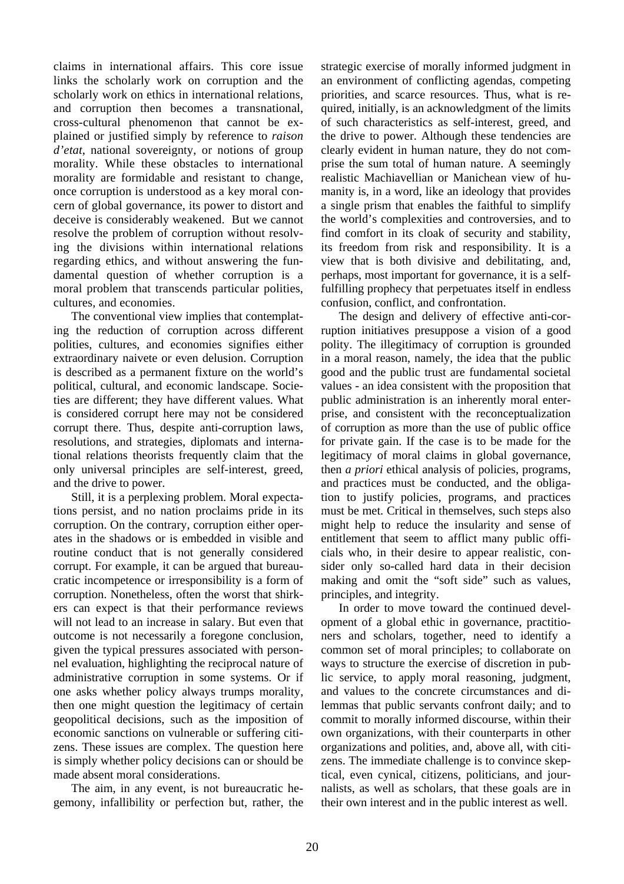claims in international affairs. This core issue links the scholarly work on corruption and the scholarly work on ethics in international relations, and corruption then becomes a transnational, cross-cultural phenomenon that cannot be explained or justified simply by reference to *raison d'etat*, national sovereignty, or notions of group morality. While these obstacles to international morality are formidable and resistant to change, once corruption is understood as a key moral concern of global governance, its power to distort and deceive is considerably weakened. But we cannot resolve the problem of corruption without resolving the divisions within international relations regarding ethics, and without answering the fundamental question of whether corruption is a moral problem that transcends particular polities, cultures, and economies.

The conventional view implies that contemplating the reduction of corruption across different polities, cultures, and economies signifies either extraordinary naivete or even delusion. Corruption is described as a permanent fixture on the world's political, cultural, and economic landscape. Societies are different; they have different values. What is considered corrupt here may not be considered corrupt there. Thus, despite anti-corruption laws, resolutions, and strategies, diplomats and international relations theorists frequently claim that the only universal principles are self-interest, greed, and the drive to power.

Still, it is a perplexing problem. Moral expectations persist, and no nation proclaims pride in its corruption. On the contrary, corruption either operates in the shadows or is embedded in visible and routine conduct that is not generally considered corrupt. For example, it can be argued that bureaucratic incompetence or irresponsibility is a form of corruption. Nonetheless, often the worst that shirkers can expect is that their performance reviews will not lead to an increase in salary. But even that outcome is not necessarily a foregone conclusion, given the typical pressures associated with personnel evaluation, highlighting the reciprocal nature of administrative corruption in some systems. Or if one asks whether policy always trumps morality, then one might question the legitimacy of certain geopolitical decisions, such as the imposition of economic sanctions on vulnerable or suffering citizens. These issues are complex. The question here is simply whether policy decisions can or should be made absent moral considerations.

The aim, in any event, is not bureaucratic hegemony, infallibility or perfection but, rather, the strategic exercise of morally informed judgment in an environment of conflicting agendas, competing priorities, and scarce resources. Thus, what is required, initially, is an acknowledgment of the limits of such characteristics as self-interest, greed, and the drive to power. Although these tendencies are clearly evident in human nature, they do not comprise the sum total of human nature. A seemingly realistic Machiavellian or Manichean view of humanity is, in a word, like an ideology that provides a single prism that enables the faithful to simplify the world's complexities and controversies, and to find comfort in its cloak of security and stability, its freedom from risk and responsibility. It is a view that is both divisive and debilitating, and, perhaps, most important for governance, it is a self-fulfilling prophecy that perpetuates itself in endless confusion, conflict, and confrontation.

The design and delivery of effective anti-corruption initiatives presuppose a vision of a good polity. The illegitimacy of corruption is grounded in a moral reason, namely, the idea that the public good and the public trust are fundamental societal values - an idea consistent with the proposition that public administration is an inherently moral enterprise, and consistent with the reconceptualization of corruption as more than the use of public office for private gain. If the case is to be made for the legitimacy of moral claims in global governance, then *a priori* ethical analysis of policies, programs, and practices must be conducted, and the obligation to justify policies, programs, and practices must be met. Critical in themselves, such steps also might help to reduce the insularity and sense of entitlement that seem to afflict many public officials who, in their desire to appear realistic, consider only so-called hard data in their decision making and omit the "soft side" such as values, principles, and integrity.

In order to move toward the continued development of a global ethic in governance, practitioners and scholars, together, need to identify a common set of moral principles; to collaborate on ways to structure the exercise of discretion in public service, to apply moral reasoning, judgment, and values to the concrete circumstances and dilemmas that public servants confront daily; and to commit to morally informed discourse, within their own organizations, with their counterparts in other organizations and polities, and, above all, with citizens. The immediate challenge is to convince skeptical, even cynical, citizens, politicians, and journalists, as well as scholars, that these goals are in their own interest and in the public interest as well.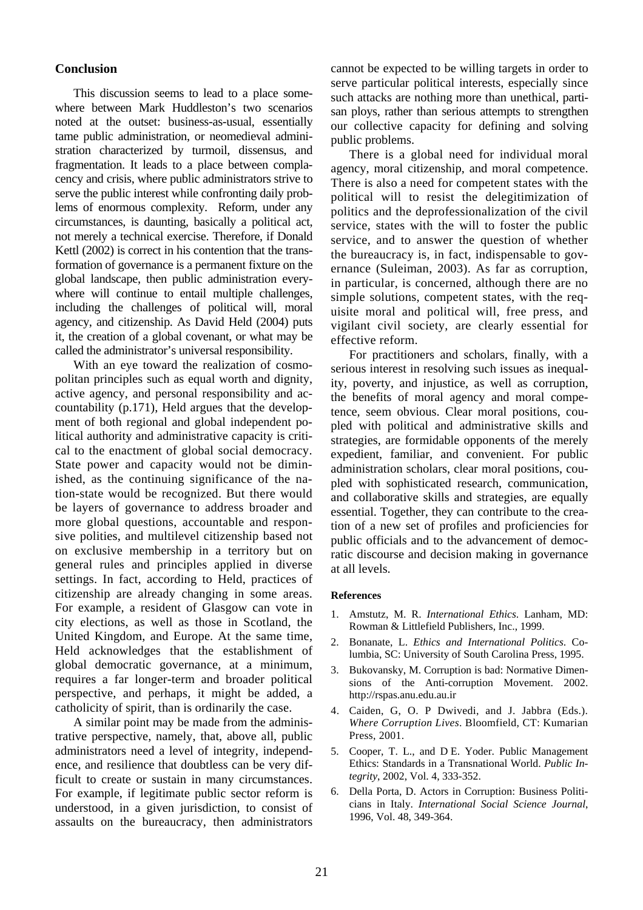## Conclusion

This discussion seems to lead to a place somewhere between Mark Huddleston's two scenarios noted at the outset: business-as-usual, essentially tame public administration, or neomedieval administration characterized by turmoil, dissensus, and fragmentation. It leads to a place between complacency and crisis, where public administrators strive to serve the public interest while confronting daily problems of enormous complexity. Reform, under any circumstances, is daunting, basically a political act, not merely a technical exercise. Therefore, if Donald Kettl (2002) is correct in his contention that the transformation of governance is a permanent fixture on the global landscape, then public administration everywhere will continue to entail multiple challenges, including the challenges of political will, moral agency, and citizenship. As David Held (2004) puts it, the creation of a global covenant, or what may be called the administrator's universal responsibility.

With an eye toward the realization of cosmopolitan principles such as equal worth and dignity, active agency, and personal responsibility and accountability (p.171), Held argues that the development of both regional and global independent political authority and administrative capacity is critical to the enactment of global social democracy. State power and capacity would not be diminished, as the continuing significance of the nation-state would be recognized. But there would be layers of governance to address broader and more global questions, accountable and responsive polities, and multilevel citizenship based not on exclusive membership in a territory but on general rules and principles applied in diverse settings. In fact, according to Held, practices of citizenship are already changing in some areas. For example, a resident of Glasgow can vote in city elections, as well as those in Scotland, the United Kingdom, and Europe. At the same time, Held acknowledges that the establishment of global democratic governance, at a minimum, requires a far longer-term and broader political perspective, and perhaps, it might be added, a catholicity of spirit, than is ordinarily the case.

A similar point may be made from the administrative perspective, namely, that, above all, public administrators need a level of integrity, independence, and resilience that doubtless can be very difficult to create or sustain in many circumstances. For example, if legitimate public sector reform is understood, in a given jurisdiction, to consist of assaults on the bureaucracy, then administrators cannot be expected to be willing targets in order to serve particular political interests, especially since such attacks are nothing more than unethical, partisan ploys, rather than serious attempts to strengthen our collective capacity for defining and solving public problems.

There is a global need for individual moral agency, moral citizenship, and moral competence. There is also a need for competent states with the political will to resist the delegitimization of politics and the deprofessionalization of the civil service, states with the will to foster the public service, and to answer the question of whether the bureaucracy is, in fact, indispensable to governance (Suleiman, 2003). As far as corruption, in particular, is concerned, although there are no simple solutions, competent states, with the requisite moral and political will, free press, and vigilant civil society, are clearly essential for effective reform.

For practitioners and scholars, finally, with a serious interest in resolving such issues as inequality, poverty, and injustice, as well as corruption, the benefits of moral agency and moral competence, seem obvious. Clear moral positions, coupled with political and administrative skills and strategies, are formidable opponents of the merely expedient, familiar, and convenient. For public administration scholars, clear moral positions, coupled with sophisticated research, communication, and collaborative skills and strategies, are equally essential. Together, they can contribute to the creation of a new set of profiles and proficiencies for public officials and to the advancement of democratic discourse and decision making in governance at all levels.

### References

1. Amstutz, M. R. *International Ethics*. Lanham, MD: Rowman & Littlefield Publishers, Inc., 1999.
2. Bonanate, L. *Ethics and International Politics*. Columbia, SC: University of South Carolina Press, 1995.
3. Bukovansky, M. Corruption is bad: Normative Dimensions of the Anti-corruption Movement. 2002. http://rspas.anu.edu.au.ir
4. Caiden, G, O. P Dwivedi, and J. Jabbra (Eds.). *Where Corruption Lives*. Bloomfield, CT: Kumarian Press, 2001.
5. Cooper, T. L., and D E. Yoder. Public Management Ethics: Standards in a Transnational World. *Public Integrity*, 2002, Vol. 4, 333-352.
6. Della Porta, D. Actors in Corruption: Business Politicians in Italy. *International Social Science Journal*, 1996, Vol. 48, 349-364.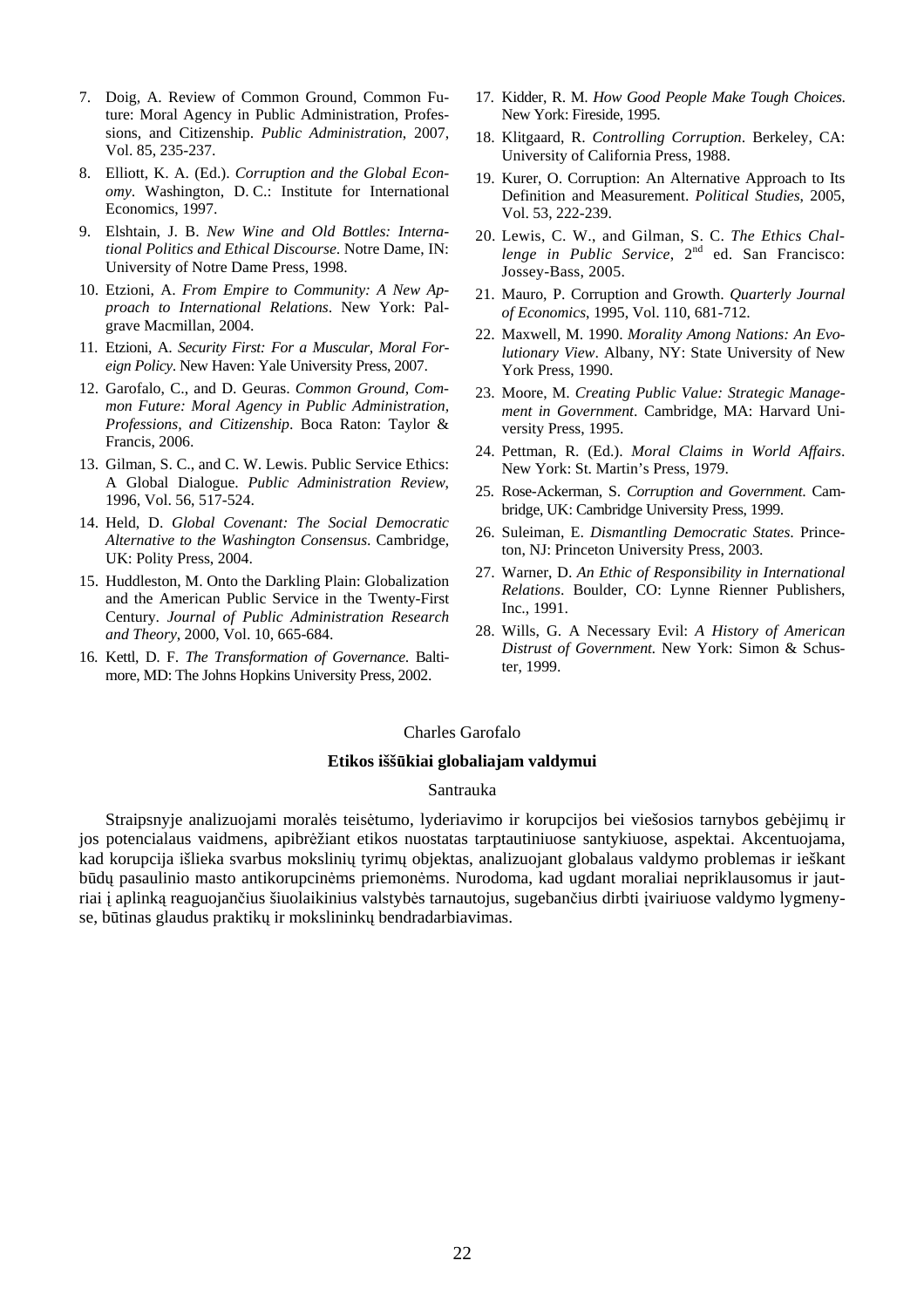7. Doig, A. Review of Common Ground, Common Future: Moral Agency in Public Administration, Professions, and Citizenship. *Public Administration*, 2007, Vol. 85, 235-237.
8. Elliott, K. A. (Ed.). *Corruption and the Global Economy*. Washington, D. C.: Institute for International Economics, 1997.
9. Elshtain, J. B. *New Wine and Old Bottles: International Politics and Ethical Discourse*. Notre Dame, IN: University of Notre Dame Press, 1998.
10. Etzioni, A. *From Empire to Community: A New Approach to International Relations*. New York: Palgrave Macmillan, 2004.
11. Etzioni, A. *Security First: For a Muscular, Moral Foreign Policy*. New Haven: Yale University Press, 2007.
12. Garofalo, C., and D. Geuras. *Common Ground, Common Future: Moral Agency in Public Administration, Professions, and Citizenship*. Boca Raton: Taylor & Francis, 2006.
13. Gilman, S. C., and C. W. Lewis. Public Service Ethics: A Global Dialogue. *Public Administration Review*, 1996, Vol. 56, 517-524.
14. Held, D. *Global Covenant: The Social Democratic Alternative to the Washington Consensus*. Cambridge, UK: Polity Press, 2004.
15. Huddleston, M. Onto the Darkling Plain: Globalization and the American Public Service in the Twenty-First Century. *Journal of Public Administration Research and Theory*, 2000, Vol. 10, 665-684.
16. Kettl, D. F. *The Transformation of Governance*. Baltimore, MD: The Johns Hopkins University Press, 2002.
17. Kidder, R. M. *How Good People Make Tough Choices*. New York: Fireside, 1995.
18. Klitgaard, R. *Controlling Corruption*. Berkeley, CA: University of California Press, 1988.
19. Kurer, O. Corruption: An Alternative Approach to Its Definition and Measurement. *Political Studies*, 2005, Vol. 53, 222-239.
20. Lewis, C. W., and Gilman, S. C. *The Ethics Challenge in Public Service*, 2nd ed. San Francisco: Jossey-Bass, 2005.
21. Mauro, P. Corruption and Growth. *Quarterly Journal of Economics*, 1995, Vol. 110, 681-712.
22. Maxwell, M. 1990. *Morality Among Nations: An Evolutionary View*. Albany, NY: State University of New York Press, 1990.
23. Moore, M. *Creating Public Value: Strategic Management in Government*. Cambridge, MA: Harvard University Press, 1995.
24. Pettman, R. (Ed.). *Moral Claims in World Affairs*. New York: St. Martin's Press, 1979.
25. Rose-Ackerman, S. *Corruption and Government*. Cambridge, UK: Cambridge University Press, 1999.
26. Suleiman, E. *Dismantling Democratic States*. Princeton, NJ: Princeton University Press, 2003.
27. Warner, D. *An Ethic of Responsibility in International Relations*. Boulder, CO: Lynne Rienner Publishers, Inc., 1991.
28. Wills, G. A Necessary Evil: *A History of American Distrust of Government*. New York: Simon & Schuster, 1999.

Charles Garofalo

**Etikos iššūkiai globaliajam valdymui**

Santrauka

Straipsnyje analizuojami moralės teisėtumo, lyderiavimo ir korupcijos bei viešosios tarnybos gebėjimų ir jos potencialaus vaidmens, apibrėžiant etikos nuostatas tarptautiniuose santykiuose, aspektai. Akcentuojama, kad korupcija išlieka svarbus mokslinių tyrimų objektas, analizuojant globalaus valdymo problemas ir ieškant būdų pasaulinio masto antikorupcinėms priemonėms. Nurodoma, kad ugdant moraliai nepriklausomus ir jautriai į aplinką reaguojančius šiuolaikinius valstybės tarnautojus, sugebančius dirbti įvairiuose valdymo lygmenyse, būtinas glaudus praktikų ir mokslininkų bendradarbiavimas.